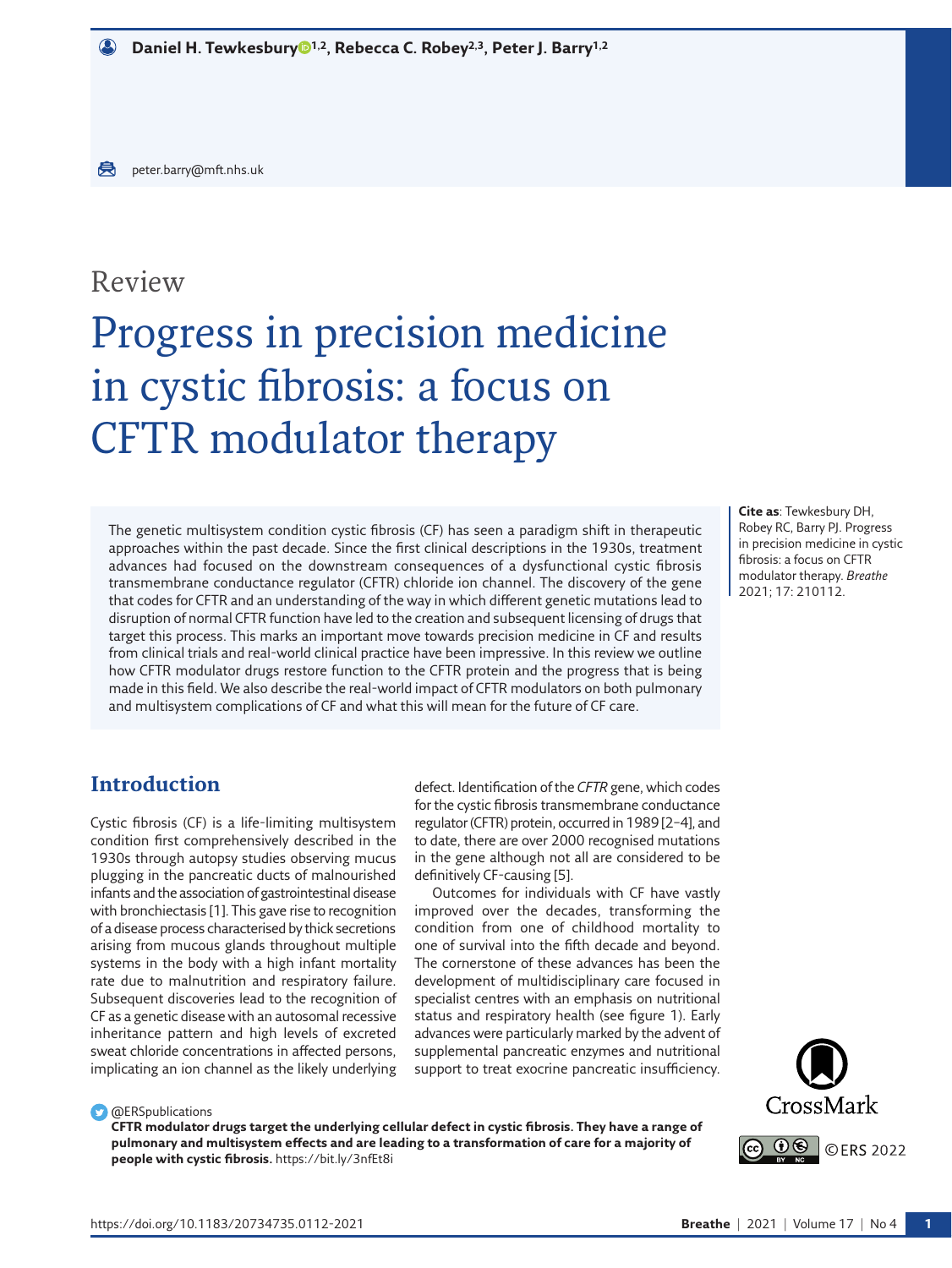**Daniel H. Tewkesbury[1,2], Rebecca C. Robey[2,3], Peter J. Barry[1,2]**

peter.barry@mft.nhs.uk

Review

# Progress in precision medicine in cystic fibrosis: a focus on CFTR modulator therapy

The genetic multisystem condition cystic fibrosis (CF) has seen a paradigm shift in therapeutic approaches within the past decade. Since the first clinical descriptions in the 1930s, treatment advances had focused on the downstream consequences of a dysfunctional cystic fibrosis transmembrane conductance regulator (CFTR) chloride ion channel. The discovery of the gene that codes for CFTR and an understanding of the way in which different genetic mutations lead to disruption of normal CFTR function have led to the creation and subsequent licensing of drugs that target this process. This marks an important move towards precision medicine in CF and results from clinical trials and real-world clinical practice have been impressive. In this review we outline how CFTR modulator drugs restore function to the CFTR protein and the progress that is being made in this field. We also describe the real-world impact of CFTR modulators on both pulmonary and multisystem complications of CF and what this will mean for the future of CF care.

**Cite as**: Tewkesbury DH, Robey RC, Barry PJ. Progress in precision medicine in cystic fibrosis: a focus on CFTR modulator therapy. *Breathe* 2021; 17: 210112.

## Introduction

Cystic fibrosis (CF) is a life-limiting multisystem condition first comprehensively described in the 1930s through autopsy studies observing mucus plugging in the pancreatic ducts of malnourished infants and the association of gastrointestinal disease with bronchiectasis [1]. This gave rise to recognition of a disease process characterised by thick secretions arising from mucous glands throughout multiple systems in the body with a high infant mortality rate due to malnutrition and respiratory failure. Subsequent discoveries lead to the recognition of CF as a genetic disease with an autosomal recessive inheritance pattern and high levels of excreted sweat chloride concentrations in affected persons, implicating an ion channel as the likely underlying defect. Identification of the *CFTR* gene, which codes for the cystic fibrosis transmembrane conductance regulator (CFTR) protein, occurred in 1989 [2–4], and to date, there are over 2000 recognised mutations in the gene although not all are considered to be definitively CF-causing [5].

Outcomes for individuals with CF have vastly improved over the decades, transforming the condition from one of childhood mortality to one of survival into the fifth decade and beyond. The cornerstone of these advances has been the development of multidisciplinary care focused in specialist centres with an emphasis on nutritional status and respiratory health (see figure 1). Early advances were particularly marked by the advent of supplemental pancreatic enzymes and nutritional support to treat exocrine pancreatic insufficiency.

@ERSpublications
**CFTR modulator drugs target the underlying cellular defect in cystic fibrosis. They have a range of pulmonary and multisystem effects and are leading to a transformation of care for a majority of people with cystic fibrosis.** https://bit.ly/3nfEt8i

©ERS 2022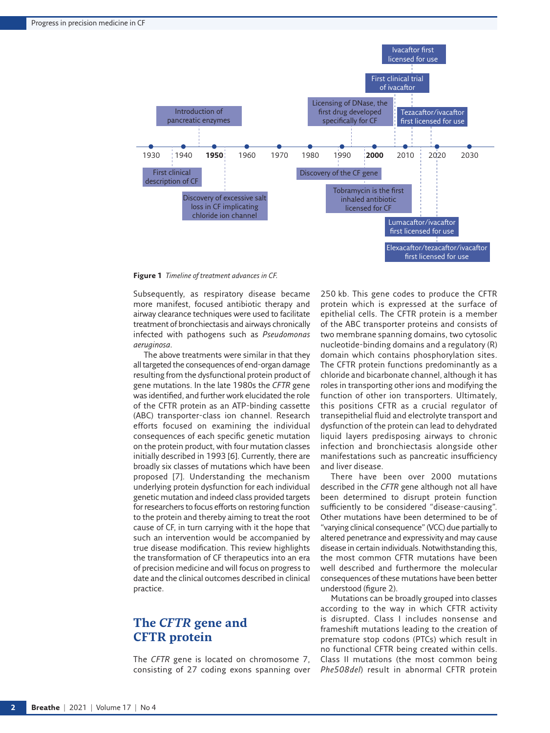Figure 1 *Timeline of treatment advances in CF.*

Subsequently, as respiratory disease became more manifest, focused antibiotic therapy and airway clearance techniques were used to facilitate treatment of bronchiectasis and airways chronically infected with pathogens such as *Pseudomonas aeruginosa*.

The above treatments were similar in that they all targeted the consequences of end-organ damage resulting from the dysfunctional protein product of gene mutations. In the late 1980s the *CFTR* gene was identified, and further work elucidated the role of the CFTR protein as an ATP-binding cassette (ABC) transporter-class ion channel. Research efforts focused on examining the individual consequences of each specific genetic mutation on the protein product, with four mutation classes initially described in 1993 [6]. Currently, there are broadly six classes of mutations which have been proposed [7]. Understanding the mechanism underlying protein dysfunction for each individual genetic mutation and indeed class provided targets for researchers to focus efforts on restoring function to the protein and thereby aiming to treat the root cause of CF, in turn carrying with it the hope that such an intervention would be accompanied by true disease modification. This review highlights the transformation of CF therapeutics into an era of precision medicine and will focus on progress to date and the clinical outcomes described in clinical practice.

## The *CFTR* gene and CFTR protein

The *CFTR* gene is located on chromosome 7, consisting of 27 coding exons spanning over 250 kb. This gene codes to produce the CFTR protein which is expressed at the surface of epithelial cells. The CFTR protein is a member of the ABC transporter proteins and consists of two membrane spanning domains, two cytosolic nucleotide-binding domains and a regulatory (R) domain which contains phosphorylation sites. The CFTR protein functions predominantly as a chloride and bicarbonate channel, although it has roles in transporting other ions and modifying the function of other ion transporters. Ultimately, this positions CFTR as a crucial regulator of transepithelial fluid and electrolyte transport and dysfunction of the protein can lead to dehydrated liquid layers predisposing airways to chronic infection and bronchiectasis alongside other manifestations such as pancreatic insufficiency and liver disease.

There have been over 2000 mutations described in the *CFTR* gene although not all have been determined to disrupt protein function sufficiently to be considered "disease-causing". Other mutations have been determined to be of "varying clinical consequence" (VCC) due partially to altered penetrance and expressivity and may cause disease in certain individuals. Notwithstanding this, the most common CFTR mutations have been well described and furthermore the molecular consequences of these mutations have been better understood (figure 2).

Mutations can be broadly grouped into classes according to the way in which CFTR activity is disrupted. Class I includes nonsense and frameshift mutations leading to the creation of premature stop codons (PTCs) which result in no functional CFTR being created within cells. Class II mutations (the most common being *Phe508del*) result in abnormal CFTR protein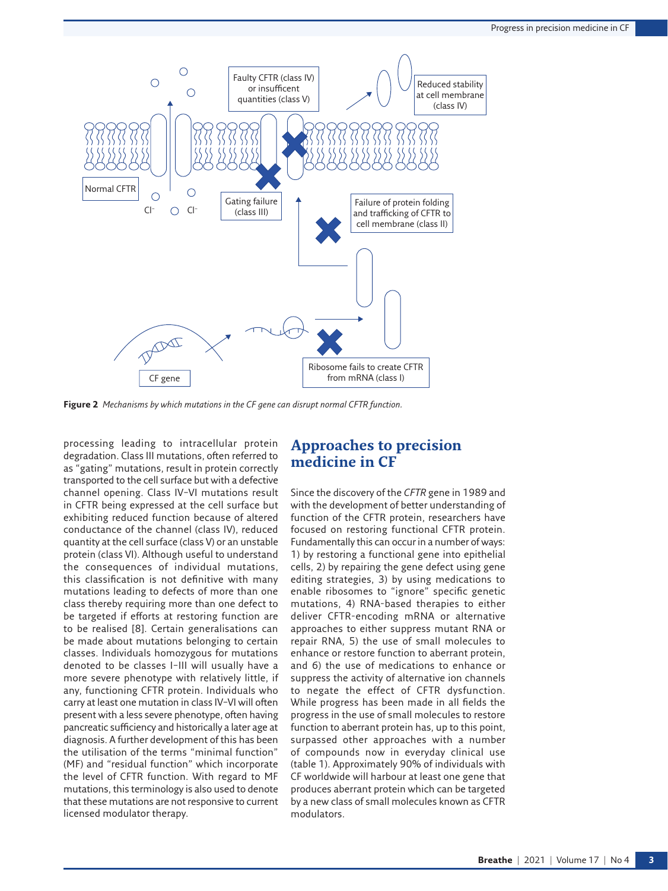**Figure 2** *Mechanisms by which mutations in the CF gene can disrupt normal CFTR function.*

processing leading to intracellular protein degradation. Class III mutations, often referred to as "gating" mutations, result in protein correctly transported to the cell surface but with a defective channel opening. Class IV–VI mutations result in CFTR being expressed at the cell surface but exhibiting reduced function because of altered conductance of the channel (class IV), reduced quantity at the cell surface (class V) or an unstable protein (class VI). Although useful to understand the consequences of individual mutations, this classification is not definitive with many mutations leading to defects of more than one class thereby requiring more than one defect to be targeted if efforts at restoring function are to be realised [8]. Certain generalisations can be made about mutations belonging to certain classes. Individuals homozygous for mutations denoted to be classes I–III will usually have a more severe phenotype with relatively little, if any, functioning CFTR protein. Individuals who carry at least one mutation in class IV–VI will often present with a less severe phenotype, often having pancreatic sufficiency and historically a later age at diagnosis. A further development of this has been the utilisation of the terms "minimal function" (MF) and "residual function" which incorporate the level of CFTR function. With regard to MF mutations, this terminology is also used to denote that these mutations are not responsive to current licensed modulator therapy.

## Approaches to precision medicine in CF

Since the discovery of the *CFTR* gene in 1989 and with the development of better understanding of function of the CFTR protein, researchers have focused on restoring functional CFTR protein. Fundamentally this can occur in a number of ways: 1) by restoring a functional gene into epithelial cells, 2) by repairing the gene defect using gene editing strategies, 3) by using medications to enable ribosomes to "ignore" specific genetic mutations, 4) RNA-based therapies to either deliver CFTR-encoding mRNA or alternative approaches to either suppress mutant RNA or repair RNA, 5) the use of small molecules to enhance or restore function to aberrant protein, and 6) the use of medications to enhance or suppress the activity of alternative ion channels to negate the effect of CFTR dysfunction. While progress has been made in all fields the progress in the use of small molecules to restore function to aberrant protein has, up to this point, surpassed other approaches with a number of compounds now in everyday clinical use (table 1). Approximately 90% of individuals with CF worldwide will harbour at least one gene that produces aberrant protein which can be targeted by a new class of small molecules known as CFTR modulators.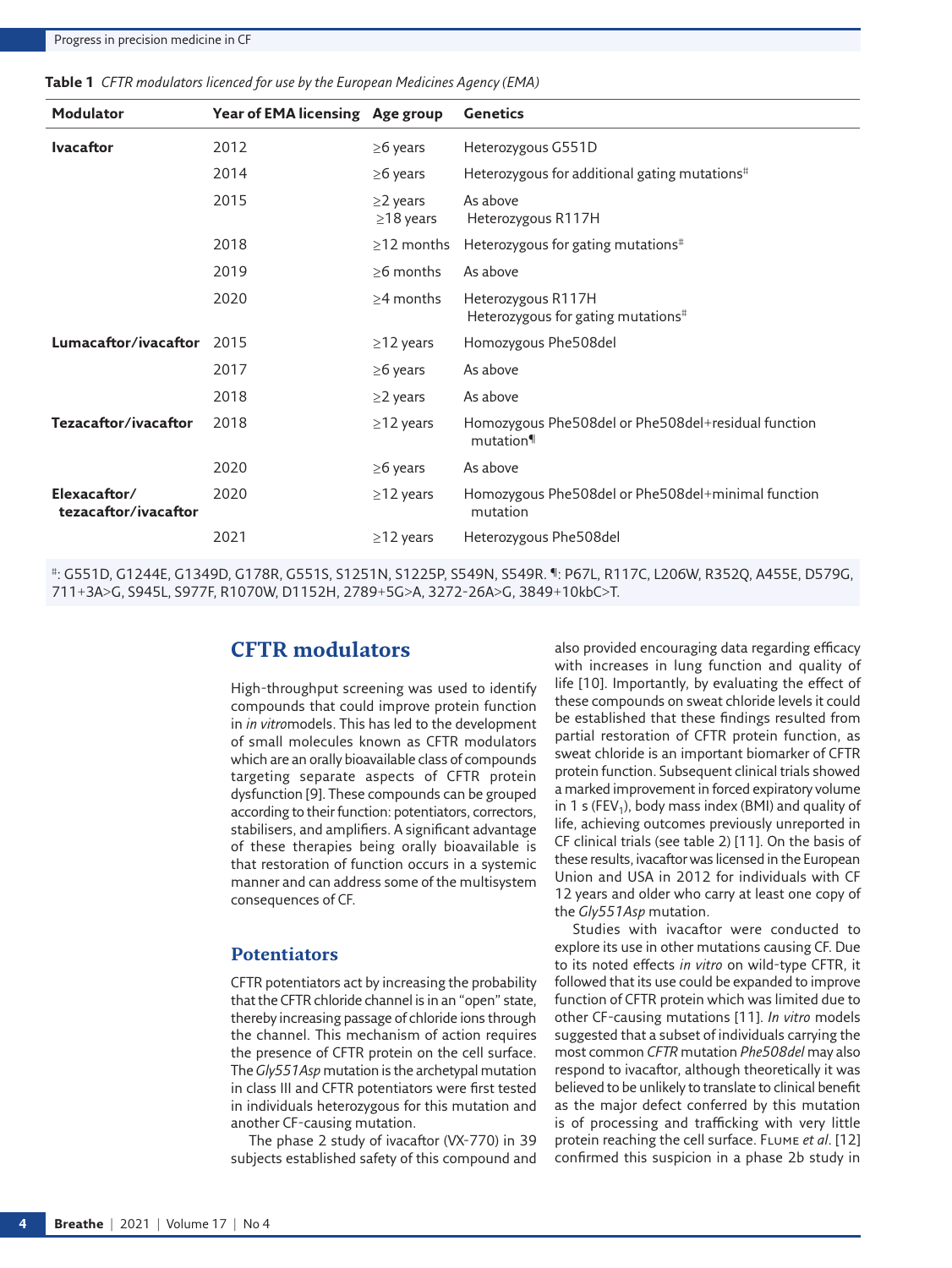**Table 1** *CFTR modulators licenced for use by the European Medicines Agency (EMA)*

| Modulator | Year of EMA licensing | Age group | Genetics |
|---|---|---|---|
| **Ivacaftor** | 2012 | ≥6 years | Heterozygous G551D |
| | 2014 | ≥6 years | Heterozygous for additional gating mutations[#] |
| | 2015 | ≥2 years<br>≥18 years | As above<br>Heterozygous R117H |
| | 2018 | ≥12 months | Heterozygous for gating mutations[#] |
| | 2019 | ≥6 months | As above |
| | 2020 | ≥4 months | Heterozygous R117H<br>Heterozygous for gating mutations[#] |
| **Lumacaftor/ivacaftor** | 2015 | ≥12 years | Homozygous Phe508del |
| | 2017 | ≥6 years | As above |
| | 2018 | ≥2 years | As above |
| **Tezacaftor/ivacaftor** | 2018 | ≥12 years | Homozygous Phe508del or Phe508del+residual function mutation[¶] |
| | 2020 | ≥6 years | As above |
| **Elexacaftor/ tezacaftor/ivacaftor** | 2020 | ≥12 years | Homozygous Phe508del or Phe508del+minimal function mutation |
| | 2021 | ≥12 years | Heterozygous Phe508del |

#: G551D, G1244E, G1349D, G178R, G551S, S1251N, S1225P, S549N, S549R. ¶: P67L, R117C, L206W, R352Q, A455E, D579G, 711+3A>G, S945L, S977F, R1070W, D1152H, 2789+5G>A, 3272-26A>G, 3849+10kbC>T.

## CFTR modulators

High-throughput screening was used to identify compounds that could improve protein function in *in vitro* models. This has led to the development of small molecules known as CFTR modulators which are an orally bioavailable class of compounds targeting separate aspects of CFTR protein dysfunction [9]. These compounds can be grouped according to their function: potentiators, correctors, stabilisers, and amplifiers. A significant advantage of these therapies being orally bioavailable is that restoration of function occurs in a systemic manner and can address some of the multisystem consequences of CF.

### Potentiators

CFTR potentiators act by increasing the probability that the CFTR chloride channel is in an "open" state, thereby increasing passage of chloride ions through the channel. This mechanism of action requires the presence of CFTR protein on the cell surface. The *Gly551Asp* mutation is the archetypal mutation in class III and CFTR potentiators were first tested in individuals heterozygous for this mutation and another CF-causing mutation.

The phase 2 study of ivacaftor (VX-770) in 39 subjects established safety of this compound and also provided encouraging data regarding efficacy with increases in lung function and quality of life [10]. Importantly, by evaluating the effect of these compounds on sweat chloride levels it could be established that these findings resulted from partial restoration of CFTR protein function, as sweat chloride is an important biomarker of CFTR protein function. Subsequent clinical trials showed a marked improvement in forced expiratory volume in 1 s ($FEV_1$), body mass index (BMI) and quality of life, achieving outcomes previously unreported in CF clinical trials (see table 2) [11]. On the basis of these results, ivacaftor was licensed in the European Union and USA in 2012 for individuals with CF 12 years and older who carry at least one copy of the *Gly551Asp* mutation.

Studies with ivacaftor were conducted to explore its use in other mutations causing CF. Due to its noted effects *in vitro* on wild-type CFTR, it followed that its use could be expanded to improve function of CFTR protein which was limited due to other CF-causing mutations [11]. *In vitro* models suggested that a subset of individuals carrying the most common *CFTR* mutation *Phe508del* may also respond to ivacaftor, although theoretically it was believed to be unlikely to translate to clinical benefit as the major defect conferred by this mutation is of processing and trafficking with very little protein reaching the cell surface. Flume *et al.* [12] confirmed this suspicion in a phase 2b study in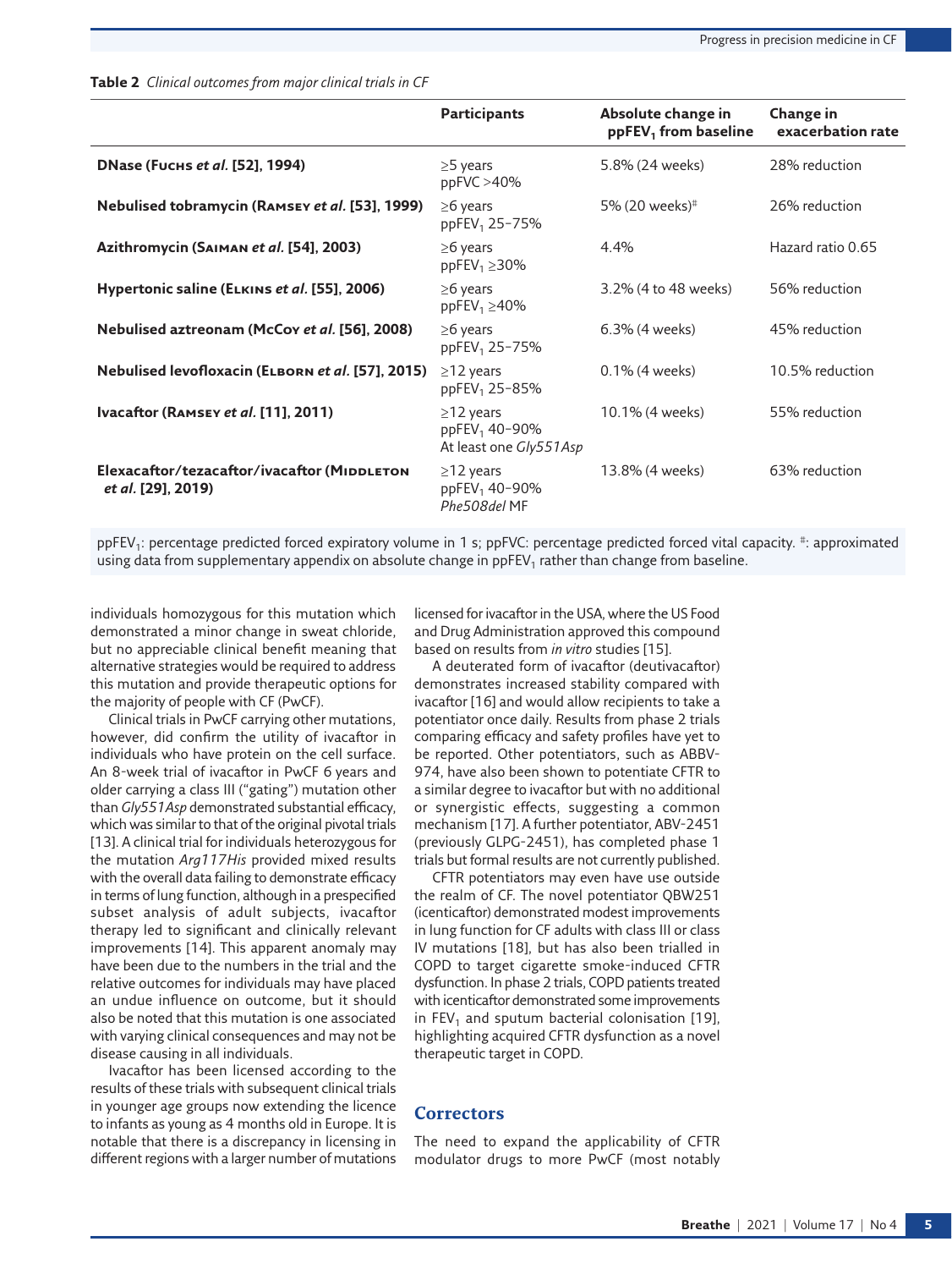**Table 2** *Clinical outcomes from major clinical trials in CF*

| | Participants | Absolute change in $ppFEV_1$ from baseline | Change in exacerbation rate |
|---|---|---|---|
| **DNase (Fuchs *et al.* [52], 1994)** | ≥5 years<br>ppFVC >40% | 5.8% (24 weeks) | 28% reduction |
| **Nebulised tobramycin (Ramsey *et al.* [53], 1999)** | ≥6 years<br>$ppFEV_1$ 25–75% | 5% (20 weeks)[#] | 26% reduction |
| **Azithromycin (Saiman *et al.* [54], 2003)** | ≥6 years<br>$ppFEV_1$ ≥30% | 4.4% | Hazard ratio 0.65 |
| **Hypertonic saline (Elkins *et al.* [55], 2006)** | ≥6 years<br>$ppFEV_1$ ≥40% | 3.2% (4 to 48 weeks) | 56% reduction |
| **Nebulised aztreonam (McCoy *et al.* [56], 2008)** | ≥6 years<br>$ppFEV_1$ 25–75% | 6.3% (4 weeks) | 45% reduction |
| **Nebulised levofloxacin (Elborn *et al.* [57], 2015)** | ≥12 years<br>$ppFEV_1$ 25–85% | 0.1% (4 weeks) | 10.5% reduction |
| **Ivacaftor (Ramsey *et al.* [11], 2011)** | ≥12 years<br>$ppFEV_1$ 40–90%<br>At least one *Gly551Asp* | 10.1% (4 weeks) | 55% reduction |
| **Elexacaftor/tezacaftor/ivacaftor (Middleton *et al.* [29], 2019)** | ≥12 years<br>$ppFEV_1$ 40–90%<br>*Phe508del* MF | 13.8% (4 weeks) | 63% reduction |

$ppFEV_1$: percentage predicted forced expiratory volume in 1 s; ppFVC: percentage predicted forced vital capacity. [#]: approximated using data from supplementary appendix on absolute change in $ppFEV_1$ rather than change from baseline.

individuals homozygous for this mutation which demonstrated a minor change in sweat chloride, but no appreciable clinical benefit meaning that alternative strategies would be required to address this mutation and provide therapeutic options for the majority of people with CF (PwCF).

Clinical trials in PwCF carrying other mutations, however, did confirm the utility of ivacaftor in individuals who have protein on the cell surface. An 8-week trial of ivacaftor in PwCF 6 years and older carrying a class III ("gating") mutation other than *Gly551Asp* demonstrated substantial efficacy, which was similar to that of the original pivotal trials [13]. A clinical trial for individuals heterozygous for the mutation *Arg117His* provided mixed results with the overall data failing to demonstrate efficacy in terms of lung function, although in a prespecified subset analysis of adult subjects, ivacaftor therapy led to significant and clinically relevant improvements [14]. This apparent anomaly may have been due to the numbers in the trial and the relative outcomes for individuals may have placed an undue influence on outcome, but it should also be noted that this mutation is one associated with varying clinical consequences and may not be disease causing in all individuals.

Ivacaftor has been licensed according to the results of these trials with subsequent clinical trials in younger age groups now extending the licence to infants as young as 4 months old in Europe. It is notable that there is a discrepancy in licensing in different regions with a larger number of mutations licensed for ivacaftor in the USA, where the US Food and Drug Administration approved this compound based on results from *in vitro* studies [15].

A deuterated form of ivacaftor (deutivacaftor) demonstrates increased stability compared with ivacaftor [16] and would allow recipients to take a potentiator once daily. Results from phase 2 trials comparing efficacy and safety profiles have yet to be reported. Other potentiators, such as ABBV-974, have also been shown to potentiate CFTR to a similar degree to ivacaftor but with no additional or synergistic effects, suggesting a common mechanism [17]. A further potentiator, ABV-2451 (previously GLPG-2451), has completed phase 1 trials but formal results are not currently published.

CFTR potentiators may even have use outside the realm of CF. The novel potentiator QBW251 (icenticaftor) demonstrated modest improvements in lung function for CF adults with class III or class IV mutations [18], but has also been trialled in COPD to target cigarette smoke-induced CFTR dysfunction. In phase 2 trials, COPD patients treated with icenticaftor demonstrated some improvements in $FEV_1$ and sputum bacterial colonisation [19], highlighting acquired CFTR dysfunction as a novel therapeutic target in COPD.

## Correctors

The need to expand the applicability of CFTR modulator drugs to more PwCF (most notably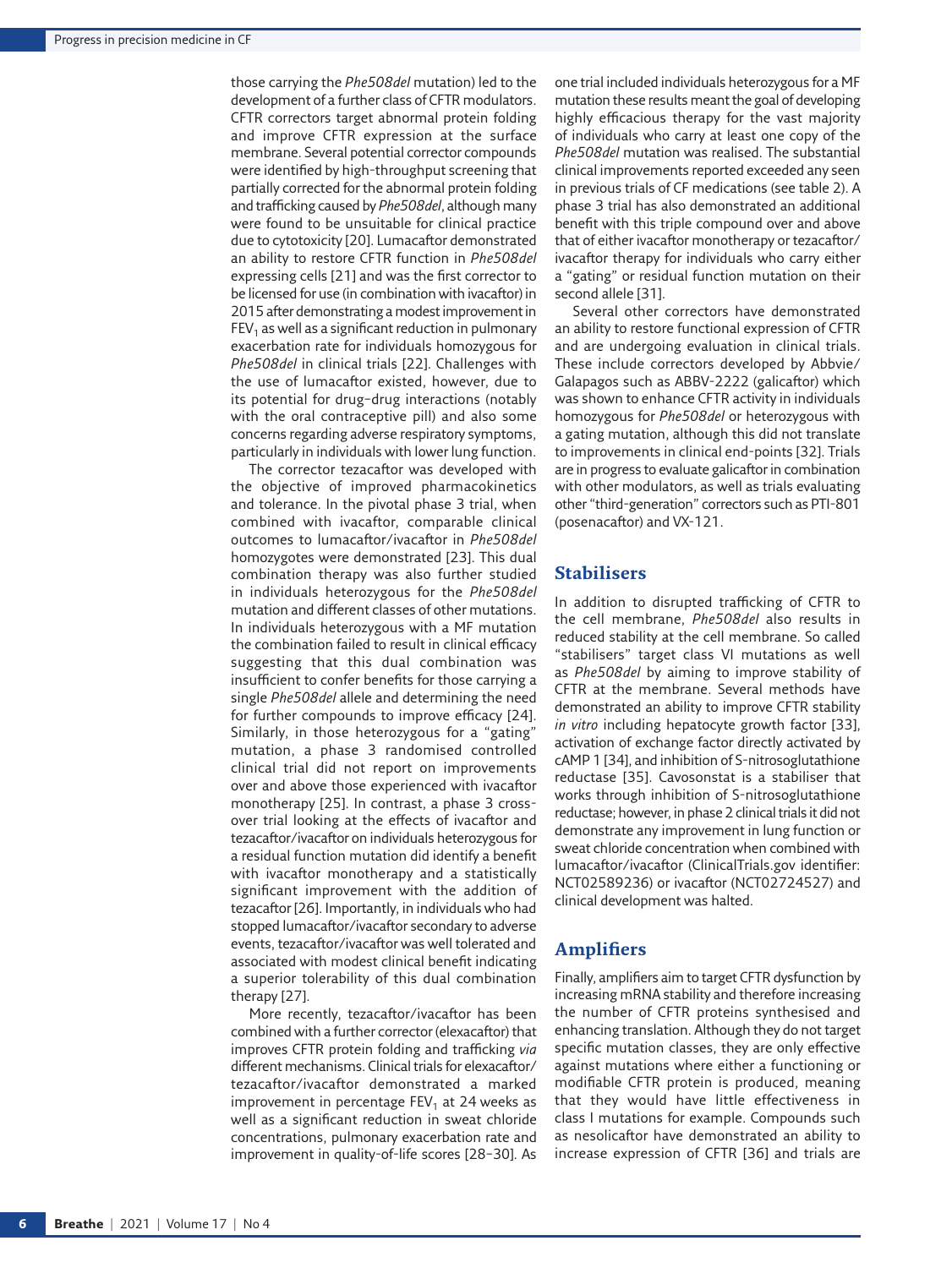those carrying the *Phe508del* mutation) led to the development of a further class of CFTR modulators. CFTR correctors target abnormal protein folding and improve CFTR expression at the surface membrane. Several potential corrector compounds were identified by high-throughput screening that partially corrected for the abnormal protein folding and trafficking caused by *Phe508del*, although many were found to be unsuitable for clinical practice due to cytotoxicity [20]. Lumacaftor demonstrated an ability to restore CFTR function in *Phe508del* expressing cells [21] and was the first corrector to be licensed for use (in combination with ivacaftor) in 2015 after demonstrating a modest improvement in $FEV_1$ as well as a significant reduction in pulmonary exacerbation rate for individuals homozygous for *Phe508del* in clinical trials [22]. Challenges with the use of lumacaftor existed, however, due to its potential for drug–drug interactions (notably with the oral contraceptive pill) and also some concerns regarding adverse respiratory symptoms, particularly in individuals with lower lung function.

The corrector tezacaftor was developed with the objective of improved pharmacokinetics and tolerance. In the pivotal phase 3 trial, when combined with ivacaftor, comparable clinical outcomes to lumacaftor/ivacaftor in *Phe508del* homozygotes were demonstrated [23]. This dual combination therapy was also further studied in individuals heterozygous for the *Phe508del* mutation and different classes of other mutations. In individuals heterozygous with a MF mutation the combination failed to result in clinical efficacy suggesting that this dual combination was insufficient to confer benefits for those carrying a single *Phe508del* allele and determining the need for further compounds to improve efficacy [24]. Similarly, in those heterozygous for a "gating" mutation, a phase 3 randomised controlled clinical trial did not report on improvements over and above those experienced with ivacaftor monotherapy [25]. In contrast, a phase 3 cross-over trial looking at the effects of ivacaftor and tezacaftor/ivacaftor on individuals heterozygous for a residual function mutation did identify a benefit with ivacaftor monotherapy and a statistically significant improvement with the addition of tezacaftor [26]. Importantly, in individuals who had stopped lumacaftor/ivacaftor secondary to adverse events, tezacaftor/ivacaftor was well tolerated and associated with modest clinical benefit indicating a superior tolerability of this dual combination therapy [27].

More recently, tezacaftor/ivacaftor has been combined with a further corrector (elexacaftor) that improves CFTR protein folding and trafficking *via* different mechanisms. Clinical trials for elexacaftor/tezacaftor/ivacaftor demonstrated a marked improvement in percentage $FEV_1$ at 24 weeks as well as a significant reduction in sweat chloride concentrations, pulmonary exacerbation rate and improvement in quality-of-life scores [28–30]. As one trial included individuals heterozygous for a MF mutation these results meant the goal of developing highly efficacious therapy for the vast majority of individuals who carry at least one copy of the *Phe508del* mutation was realised. The substantial clinical improvements reported exceeded any seen in previous trials of CF medications (see table 2). A phase 3 trial has also demonstrated an additional benefit with this triple compound over and above that of either ivacaftor monotherapy or tezacaftor/ivacaftor therapy for individuals who carry either a "gating" or residual function mutation on their second allele [31].

Several other correctors have demonstrated an ability to restore functional expression of CFTR and are undergoing evaluation in clinical trials. These include correctors developed by Abbvie/Galapagos such as ABBV-2222 (galicaftor) which was shown to enhance CFTR activity in individuals homozygous for *Phe508del* or heterozygous with a gating mutation, although this did not translate to improvements in clinical end-points [32]. Trials are in progress to evaluate galicaftor in combination with other modulators, as well as trials evaluating other "third-generation" correctors such as PTI-801 (posenacaftor) and VX-121.

## Stabilisers

In addition to disrupted trafficking of CFTR to the cell membrane, *Phe508del* also results in reduced stability at the cell membrane. So called "stabilisers" target class VI mutations as well as *Phe508del* by aiming to improve stability of CFTR at the membrane. Several methods have demonstrated an ability to improve CFTR stability *in vitro* including hepatocyte growth factor [33], activation of exchange factor directly activated by cAMP 1 [34], and inhibition of S-nitrosoglutathione reductase [35]. Cavosonstat is a stabiliser that works through inhibition of S-nitrosoglutathione reductase; however, in phase 2 clinical trials it did not demonstrate any improvement in lung function or sweat chloride concentration when combined with lumacaftor/ivacaftor (ClinicalTrials.gov identifier: NCT02589236) or ivacaftor (NCT02724527) and clinical development was halted.

## Amplifiers

Finally, amplifiers aim to target CFTR dysfunction by increasing mRNA stability and therefore increasing the number of CFTR proteins synthesised and enhancing translation. Although they do not target specific mutation classes, they are only effective against mutations where either a functioning or modifiable CFTR protein is produced, meaning that they would have little effectiveness in class I mutations for example. Compounds such as nesolicaftor have demonstrated an ability to increase expression of CFTR [36] and trials are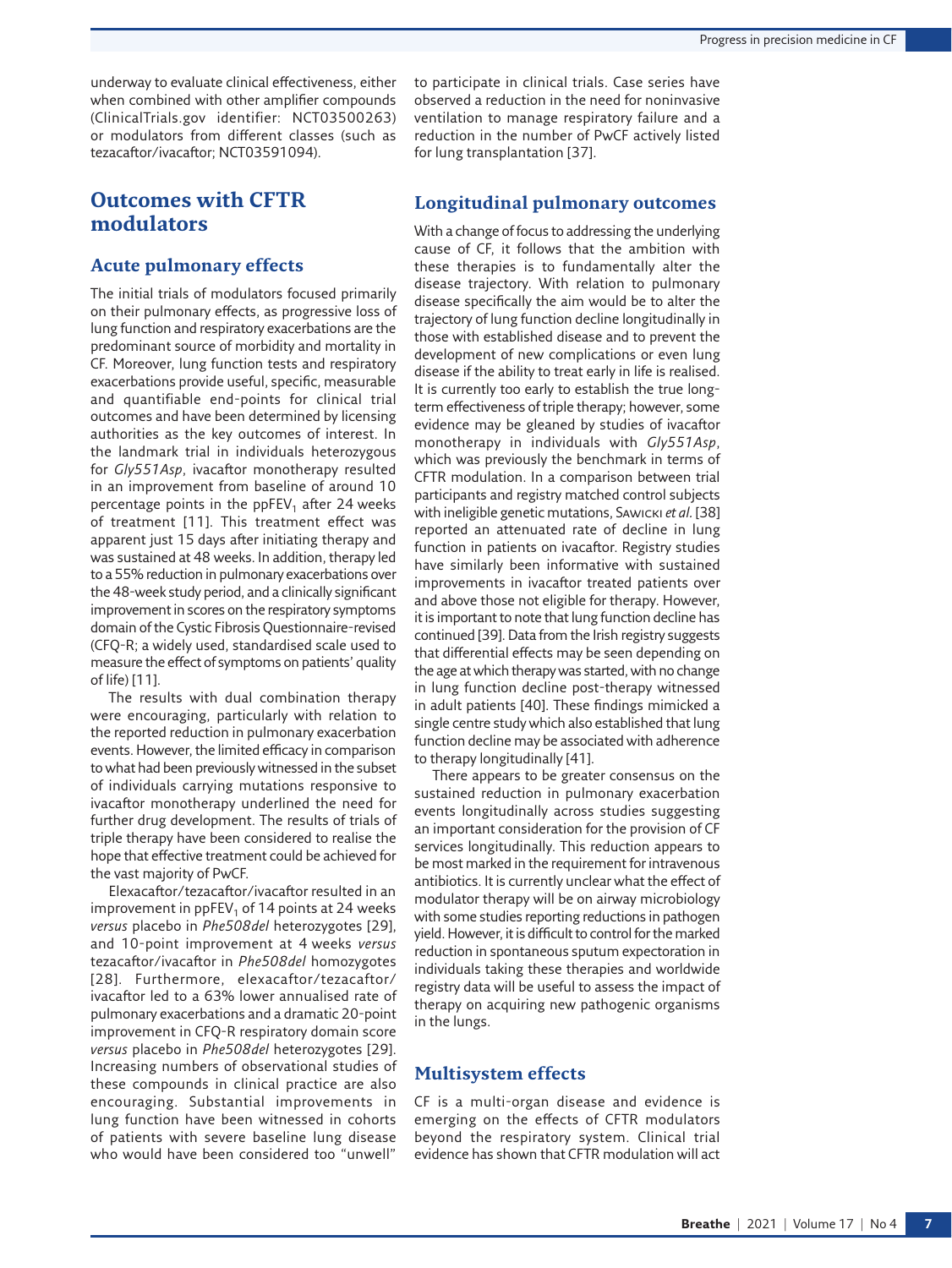underway to evaluate clinical effectiveness, either when combined with other amplifier compounds (ClinicalTrials.gov identifier: NCT03500263) or modulators from different classes (such as tezacaftor/ivacaftor; NCT03591094).

## Outcomes with CFTR modulators

### Acute pulmonary effects

The initial trials of modulators focused primarily on their pulmonary effects, as progressive loss of lung function and respiratory exacerbations are the predominant source of morbidity and mortality in CF. Moreover, lung function tests and respiratory exacerbations provide useful, specific, measurable and quantifiable end-points for clinical trial outcomes and have been determined by licensing authorities as the key outcomes of interest. In the landmark trial in individuals heterozygous for *Gly551Asp*, ivacaftor monotherapy resulted in an improvement from baseline of around 10 percentage points in the $ppFEV_1$ after 24 weeks of treatment [11]. This treatment effect was apparent just 15 days after initiating therapy and was sustained at 48 weeks. In addition, therapy led to a 55% reduction in pulmonary exacerbations over the 48-week study period, and a clinically significant improvement in scores on the respiratory symptoms domain of the Cystic Fibrosis Questionnaire-revised (CFQ-R; a widely used, standardised scale used to measure the effect of symptoms on patients' quality of life) [11].

The results with dual combination therapy were encouraging, particularly with relation to the reported reduction in pulmonary exacerbation events. However, the limited efficacy in comparison to what had been previously witnessed in the subset of individuals carrying mutations responsive to ivacaftor monotherapy underlined the need for further drug development. The results of trials of triple therapy have been considered to realise the hope that effective treatment could be achieved for the vast majority of PwCF.

Elexacaftor/tezacaftor/ivacaftor resulted in an improvement in $ppFEV_1$ of 14 points at 24 weeks *versus* placebo in *Phe508del* heterozygotes [29], and 10-point improvement at 4 weeks *versus* tezacaftor/ivacaftor in *Phe508del* homozygotes [28]. Furthermore, elexacaftor/tezacaftor/ivacaftor led to a 63% lower annualised rate of pulmonary exacerbations and a dramatic 20-point improvement in CFQ-R respiratory domain score *versus* placebo in *Phe508del* heterozygotes [29]. Increasing numbers of observational studies of these compounds in clinical practice are also encouraging. Substantial improvements in lung function have been witnessed in cohorts of patients with severe baseline lung disease who would have been considered too "unwell" to participate in clinical trials. Case series have observed a reduction in the need for noninvasive ventilation to manage respiratory failure and a reduction in the number of PwCF actively listed for lung transplantation [37].

### Longitudinal pulmonary outcomes

With a change of focus to addressing the underlying cause of CF, it follows that the ambition with these therapies is to fundamentally alter the disease trajectory. With relation to pulmonary disease specifically the aim would be to alter the trajectory of lung function decline longitudinally in those with established disease and to prevent the development of new complications or even lung disease if the ability to treat early in life is realised. It is currently too early to establish the true long-term effectiveness of triple therapy; however, some evidence may be gleaned by studies of ivacaftor monotherapy in individuals with *Gly551Asp*, which was previously the benchmark in terms of CFTR modulation. In a comparison between trial participants and registry matched control subjects with ineligible genetic mutations, Sawicki *et al*. [38] reported an attenuated rate of decline in lung function in patients on ivacaftor. Registry studies have similarly been informative with sustained improvements in ivacaftor treated patients over and above those not eligible for therapy. However, it is important to note that lung function decline has continued [39]. Data from the Irish registry suggests that differential effects may be seen depending on the age at which therapy was started, with no change in lung function decline post-therapy witnessed in adult patients [40]. These findings mimicked a single centre study which also established that lung function decline may be associated with adherence to therapy longitudinally [41].

There appears to be greater consensus on the sustained reduction in pulmonary exacerbation events longitudinally across studies suggesting an important consideration for the provision of CF services longitudinally. This reduction appears to be most marked in the requirement for intravenous antibiotics. It is currently unclear what the effect of modulator therapy will be on airway microbiology with some studies reporting reductions in pathogen yield. However, it is difficult to control for the marked reduction in spontaneous sputum expectoration in individuals taking these therapies and worldwide registry data will be useful to assess the impact of therapy on acquiring new pathogenic organisms in the lungs.

### Multisystem effects

CF is a multi-organ disease and evidence is emerging on the effects of CFTR modulators beyond the respiratory system. Clinical trial evidence has shown that CFTR modulation will act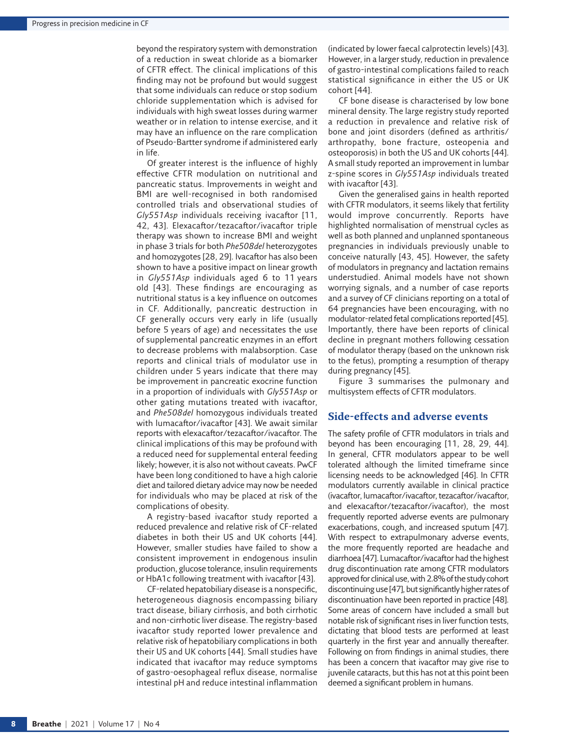beyond the respiratory system with demonstration of a reduction in sweat chloride as a biomarker of CFTR effect. The clinical implications of this finding may not be profound but would suggest that some individuals can reduce or stop sodium chloride supplementation which is advised for individuals with high sweat losses during warmer weather or in relation to intense exercise, and it may have an influence on the rare complication of Pseudo-Bartter syndrome if administered early in life.

Of greater interest is the influence of highly effective CFTR modulation on nutritional and pancreatic status. Improvements in weight and BMI are well-recognised in both randomised controlled trials and observational studies of *Gly551Asp* individuals receiving ivacaftor [11, 42, 43]. Elexacaftor/tezacaftor/ivacaftor triple therapy was shown to increase BMI and weight in phase 3 trials for both *Phe508del* heterozygotes and homozygotes [28, 29]. Ivacaftor has also been shown to have a positive impact on linear growth in *Gly551Asp* individuals aged 6 to 11 years old [43]. These findings are encouraging as nutritional status is a key influence on outcomes in CF. Additionally, pancreatic destruction in CF generally occurs very early in life (usually before 5 years of age) and necessitates the use of supplemental pancreatic enzymes in an effort to decrease problems with malabsorption. Case reports and clinical trials of modulator use in children under 5 years indicate that there may be improvement in pancreatic exocrine function in a proportion of individuals with *Gly551Asp* or other gating mutations treated with ivacaftor, and *Phe508del* homozygous individuals treated with lumacaftor/ivacaftor [43]. We await similar reports with elexacaftor/tezacaftor/ivacaftor. The clinical implications of this may be profound with a reduced need for supplemental enteral feeding likely; however, it is also not without caveats. PwCF have been long conditioned to have a high calorie diet and tailored dietary advice may now be needed for individuals who may be placed at risk of the complications of obesity.

A registry-based ivacaftor study reported a reduced prevalence and relative risk of CF-related diabetes in both their US and UK cohorts [44]. However, smaller studies have failed to show a consistent improvement in endogenous insulin production, glucose tolerance, insulin requirements or HbA1c following treatment with ivacaftor [43].

CF-related hepatobiliary disease is a nonspecific, heterogeneous diagnosis encompassing biliary tract disease, biliary cirrhosis, and both cirrhotic and non-cirrhotic liver disease. The registry-based ivacaftor study reported lower prevalence and relative risk of hepatobiliary complications in both their US and UK cohorts [44]. Small studies have indicated that ivacaftor may reduce symptoms of gastro-oesophageal reflux disease, normalise intestinal pH and reduce intestinal inflammation (indicated by lower faecal calprotectin levels) [43]. However, in a larger study, reduction in prevalence of gastro-intestinal complications failed to reach statistical significance in either the US or UK cohort [44].

CF bone disease is characterised by low bone mineral density. The large registry study reported a reduction in prevalence and relative risk of bone and joint disorders (defined as arthritis/arthropathy, bone fracture, osteopenia and osteoporosis) in both the US and UK cohorts [44]. A small study reported an improvement in lumbar z-spine scores in *Gly551Asp* individuals treated with ivacaftor [43].

Given the generalised gains in health reported with CFTR modulators, it seems likely that fertility would improve concurrently. Reports have highlighted normalisation of menstrual cycles as well as both planned and unplanned spontaneous pregnancies in individuals previously unable to conceive naturally [43, 45]. However, the safety of modulators in pregnancy and lactation remains understudied. Animal models have not shown worrying signals, and a number of case reports and a survey of CF clinicians reporting on a total of 64 pregnancies have been encouraging, with no modulator-related fetal complications reported [45]. Importantly, there have been reports of clinical decline in pregnant mothers following cessation of modulator therapy (based on the unknown risk to the fetus), prompting a resumption of therapy during pregnancy [45].

Figure 3 summarises the pulmonary and multisystem effects of CFTR modulators.

## Side-effects and adverse events

The safety profile of CFTR modulators in trials and beyond has been encouraging [11, 28, 29, 44]. In general, CFTR modulators appear to be well tolerated although the limited timeframe since licensing needs to be acknowledged [46]. In CFTR modulators currently available in clinical practice (ivacaftor, lumacaftor/ivacaftor, tezacaftor/ivacaftor, and elexacaftor/tezacaftor/ivacaftor), the most frequently reported adverse events are pulmonary exacerbations, cough, and increased sputum [47]. With respect to extrapulmonary adverse events, the more frequently reported are headache and diarrhoea [47]. Lumacaftor/ivacaftor had the highest drug discontinuation rate among CFTR modulators approved for clinical use, with 2.8% of the study cohort discontinuing use [47], but significantly higher rates of discontinuation have been reported in practice [48]. Some areas of concern have included a small but notable risk of significant rises in liver function tests, dictating that blood tests are performed at least quarterly in the first year and annually thereafter. Following on from findings in animal studies, there has been a concern that ivacaftor may give rise to juvenile cataracts, but this has not at this point been deemed a significant problem in humans.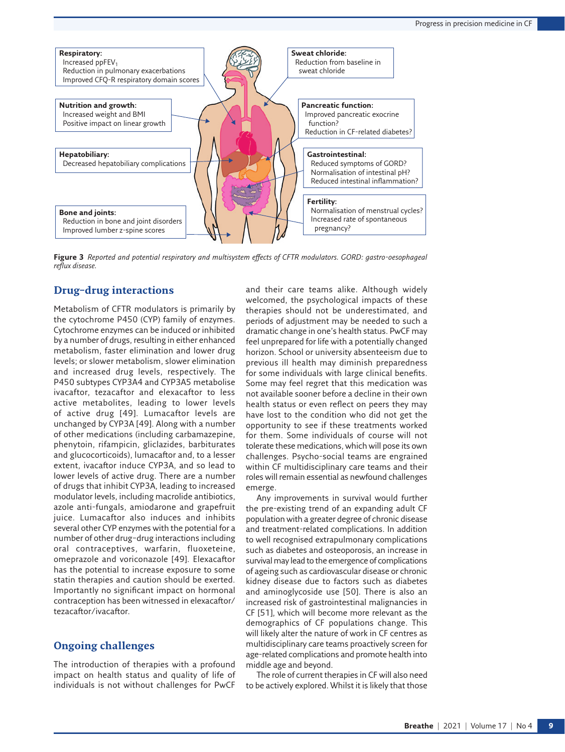**Respiratory:**
Increased ppFEV$_1$
Reduction in pulmonary exacerbations
Improved CFQ-R respiratory domain scores

**Sweat chloride:**
Reduction from baseline in sweat chloride

**Nutrition and growth:**
Increased weight and BMI
Positive impact on linear growth

**Pancreatic function:**
Improved pancreatic exocrine function?
Reduction in CF-related diabetes?

**Hepatobiliary:**
Decreased hepatobiliary complications

**Gastrointestinal:**
Reduced symptoms of GORD?
Normalisation of intestinal pH?
Reduced intestinal inflammation?

**Fertility:**
Normalisation of menstrual cycles?
Increased rate of spontaneous pregnancy?

**Bone and joints:**
Reduction in bone and joint disorders
Improved lumber z-spine scores

**Figure 3** *Reported and potential respiratory and multisystem effects of CFTR modulators. GORD: gastro-oesophageal reflux disease.*

## Drug–drug interactions

Metabolism of CFTR modulators is primarily by the cytochrome P450 (CYP) family of enzymes. Cytochrome enzymes can be induced or inhibited by a number of drugs, resulting in either enhanced metabolism, faster elimination and lower drug levels; or slower metabolism, slower elimination and increased drug levels, respectively. The P450 subtypes CYP3A4 and CYP3A5 metabolise ivacaftor, tezacaftor and elexacaftor to less active metabolites, leading to lower levels of active drug [49]. Lumacaftor levels are unchanged by CYP3A [49]. Along with a number of other medications (including carbamazepine, phenytoin, rifampicin, gliclazides, barbiturates and glucocorticoids), lumacaftor and, to a lesser extent, ivacaftor induce CYP3A, and so lead to lower levels of active drug. There are a number of drugs that inhibit CYP3A, leading to increased modulator levels, including macrolide antibiotics, azole anti-fungals, amiodarone and grapefruit juice. Lumacaftor also induces and inhibits several other CYP enzymes with the potential for a number of other drug–drug interactions including oral contraceptives, warfarin, fluoxeteine, omeprazole and voriconazole [49]. Elexacaftor has the potential to increase exposure to some statin therapies and caution should be exerted. Importantly no significant impact on hormonal contraception has been witnessed in elexacaftor/tezacaftor/ivacaftor.

## Ongoing challenges

The introduction of therapies with a profound impact on health status and quality of life of individuals is not without challenges for PwCF and their care teams alike. Although widely welcomed, the psychological impacts of these therapies should not be underestimated, and periods of adjustment may be needed to such a dramatic change in one's health status. PwCF may feel unprepared for life with a potentially changed horizon. School or university absenteeism due to previous ill health may diminish preparedness for some individuals with large clinical benefits. Some may feel regret that this medication was not available sooner before a decline in their own health status or even reflect on peers they may have lost to the condition who did not get the opportunity to see if these treatments worked for them. Some individuals of course will not tolerate these medications, which will pose its own challenges. Psycho-social teams are engrained within CF multidisciplinary care teams and their roles will remain essential as newfound challenges emerge.

Any improvements in survival would further the pre-existing trend of an expanding adult CF population with a greater degree of chronic disease and treatment-related complications. In addition to well recognised extrapulmonary complications such as diabetes and osteoporosis, an increase in survival may lead to the emergence of complications of ageing such as cardiovascular disease or chronic kidney disease due to factors such as diabetes and aminoglycoside use [50]. There is also an increased risk of gastrointestinal malignancies in CF [51], which will become more relevant as the demographics of CF populations change. This will likely alter the nature of work in CF centres as multidisciplinary care teams proactively screen for age-related complications and promote health into middle age and beyond.

The role of current therapies in CF will also need to be actively explored. Whilst it is likely that those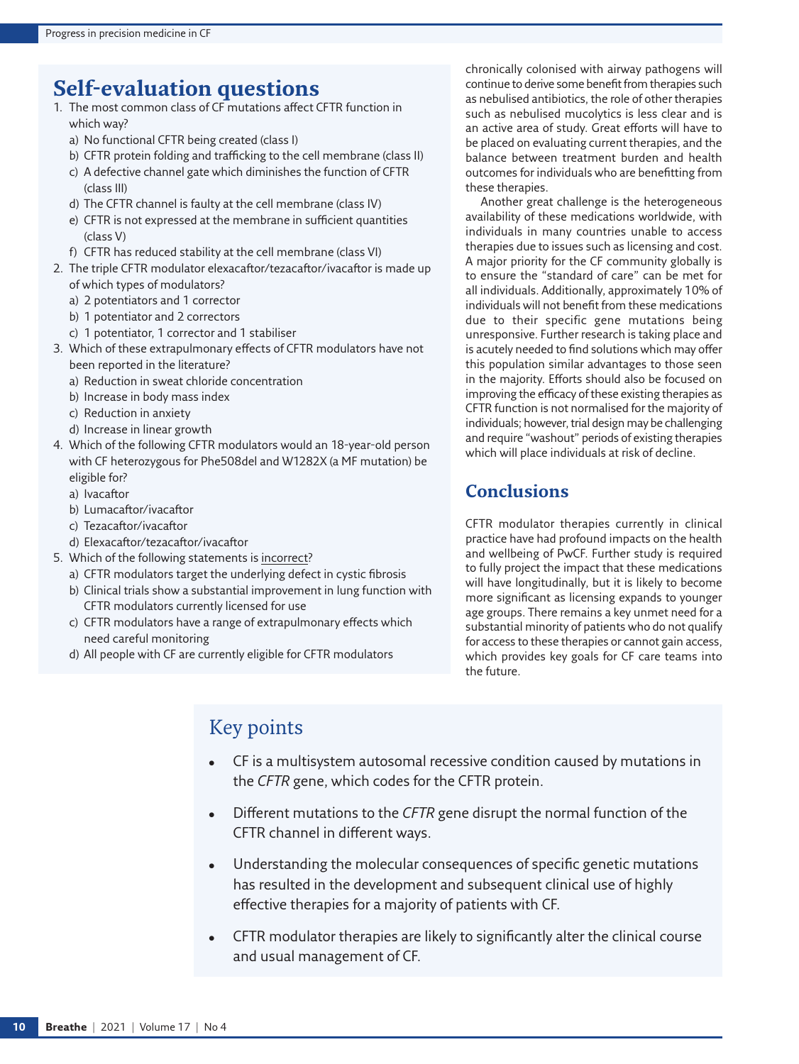## Self-evaluation questions

1. The most common class of CF mutations affect CFTR function in which way?
   a) No functional CFTR being created (class I)
   b) CFTR protein folding and trafficking to the cell membrane (class II)
   c) A defective channel gate which diminishes the function of CFTR (class III)
   d) The CFTR channel is faulty at the cell membrane (class IV)
   e) CFTR is not expressed at the membrane in sufficient quantities (class V)
   f) CFTR has reduced stability at the cell membrane (class VI)
2. The triple CFTR modulator elexacaftor/tezacaftor/ivacaftor is made up of which types of modulators?
   a) 2 potentiators and 1 corrector
   b) 1 potentiator and 2 correctors
   c) 1 potentiator, 1 corrector and 1 stabiliser
3. Which of these extrapulmonary effects of CFTR modulators have not been reported in the literature?
   a) Reduction in sweat chloride concentration
   b) Increase in body mass index
   c) Reduction in anxiety
   d) Increase in linear growth
4. Which of the following CFTR modulators would an 18-year-old person with CF heterozygous for Phe508del and W1282X (a MF mutation) be eligible for?
   a) Ivacaftor
   b) Lumacaftor/ivacaftor
   c) Tezacaftor/ivacaftor
   d) Elexacaftor/tezacaftor/ivacaftor
5. Which of the following statements is incorrect?
   a) CFTR modulators target the underlying defect in cystic fibrosis
   b) Clinical trials show a substantial improvement in lung function with CFTR modulators currently licensed for use
   c) CFTR modulators have a range of extrapulmonary effects which need careful monitoring
   d) All people with CF are currently eligible for CFTR modulators

chronically colonised with airway pathogens will continue to derive some benefit from therapies such as nebulised antibiotics, the role of other therapies such as nebulised mucolytics is less clear and is an active area of study. Great efforts will have to be placed on evaluating current therapies, and the balance between treatment burden and health outcomes for individuals who are benefitting from these therapies.

Another great challenge is the heterogeneous availability of these medications worldwide, with individuals in many countries unable to access therapies due to issues such as licensing and cost. A major priority for the CF community globally is to ensure the "standard of care" can be met for all individuals. Additionally, approximately 10% of individuals will not benefit from these medications due to their specific gene mutations being unresponsive. Further research is taking place and is acutely needed to find solutions which may offer this population similar advantages to those seen in the majority. Efforts should also be focused on improving the efficacy of these existing therapies as CFTR function is not normalised for the majority of individuals; however, trial design may be challenging and require "washout" periods of existing therapies which will place individuals at risk of decline.

## Conclusions

CFTR modulator therapies currently in clinical practice have had profound impacts on the health and wellbeing of PwCF. Further study is required to fully project the impact that these medications will have longitudinally, but it is likely to become more significant as licensing expands to younger age groups. There remains a key unmet need for a substantial minority of patients who do not qualify for access to these therapies or cannot gain access, which provides key goals for CF care teams into the future.

## Key points

- CF is a multisystem autosomal recessive condition caused by mutations in the *CFTR* gene, which codes for the CFTR protein.
- Different mutations to the *CFTR* gene disrupt the normal function of the CFTR channel in different ways.
- Understanding the molecular consequences of specific genetic mutations has resulted in the development and subsequent clinical use of highly effective therapies for a majority of patients with CF.
- CFTR modulator therapies are likely to significantly alter the clinical course and usual management of CF.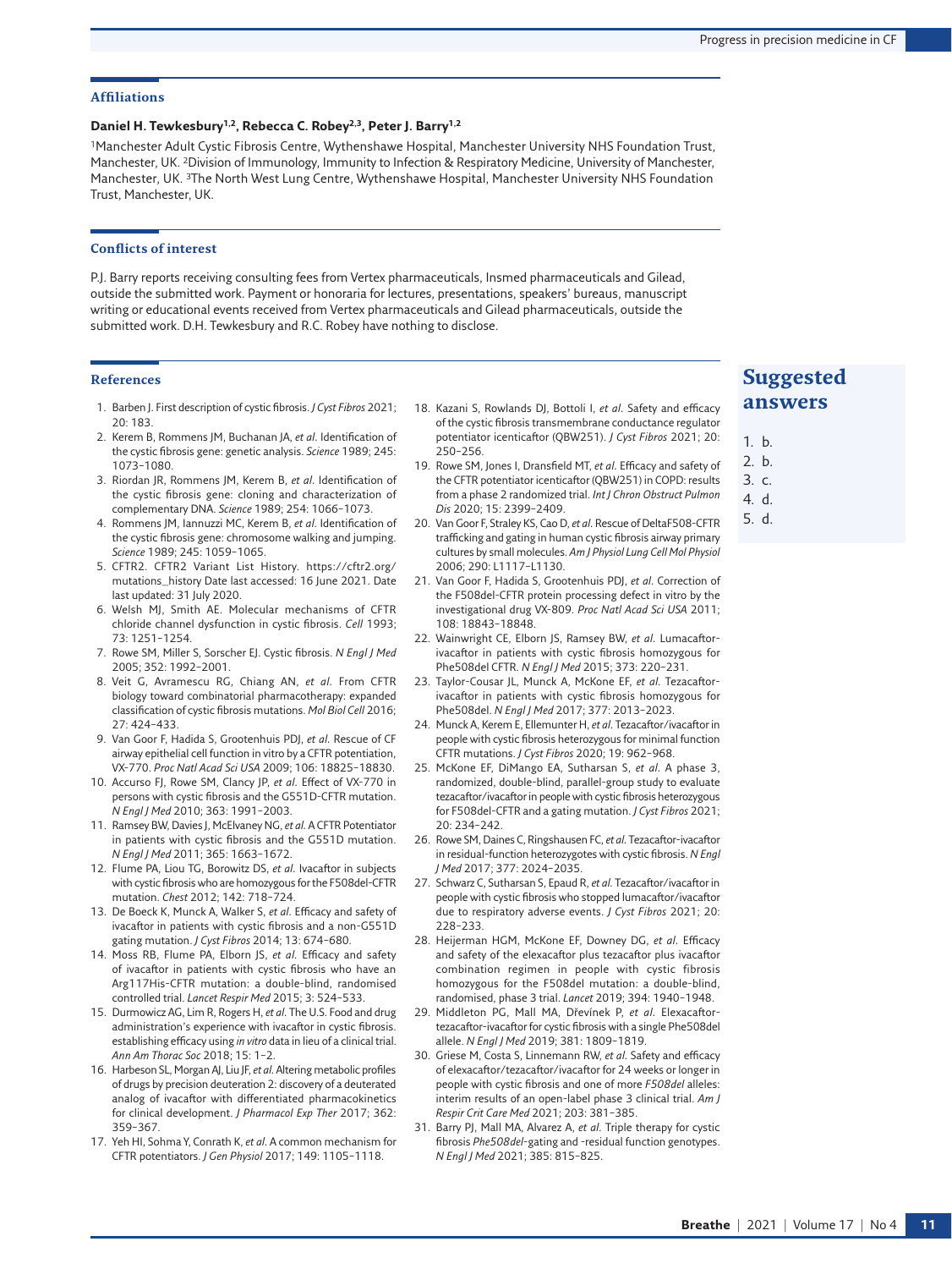## Affiliations

**Daniel H. Tewkesbury[1,2], Rebecca C. Robey[2,3], Peter J. Barry[1,2]**

[1]Manchester Adult Cystic Fibrosis Centre, Wythenshawe Hospital, Manchester University NHS Foundation Trust, Manchester, UK. [2]Division of Immunology, Immunity to Infection & Respiratory Medicine, University of Manchester, Manchester, UK. [3]The North West Lung Centre, Wythenshawe Hospital, Manchester University NHS Foundation Trust, Manchester, UK.

## Conflicts of interest

P.J. Barry reports receiving consulting fees from Vertex pharmaceuticals, Insmed pharmaceuticals and Gilead, outside the submitted work. Payment or honoraria for lectures, presentations, speakers' bureaus, manuscript writing or educational events received from Vertex pharmaceuticals and Gilead pharmaceuticals, outside the submitted work. D.H. Tewkesbury and R.C. Robey have nothing to disclose.

## References

1. Barben J. First description of cystic fibrosis. *J Cyst Fibros* 2021; 20: 183.
2. Kerem B, Rommens JM, Buchanan JA, *et al*. Identification of the cystic fibrosis gene: genetic analysis. *Science* 1989; 245: 1073–1080.
3. Riordan JR, Rommens JM, Kerem B, *et al*. Identification of the cystic fibrosis gene: cloning and characterization of complementary DNA. *Science* 1989; 254: 1066–1073.
4. Rommens JM, Iannuzzi MC, Kerem B, *et al*. Identification of the cystic fibrosis gene: chromosome walking and jumping. *Science* 1989; 245: 1059–1065.
5. CFTR2. CFTR2 Variant List History. https://cftr2.org/mutations_history Date last accessed: 16 June 2021. Date last updated: 31 July 2020.
6. Welsh MJ, Smith AE. Molecular mechanisms of CFTR chloride channel dysfunction in cystic fibrosis. *Cell* 1993; 73: 1251–1254.
7. Rowe SM, Miller S, Sorscher EJ. Cystic fibrosis. *N Engl J Med* 2005; 352: 1992–2001.
8. Veit G, Avramescu RG, Chiang AN, *et al*. From CFTR biology toward combinatorial pharmacotherapy: expanded classification of cystic fibrosis mutations. *Mol Biol Cell* 2016; 27: 424–433.
9. Van Goor F, Hadida S, Grootenhuis PDJ, *et al*. Rescue of CF airway epithelial cell function in vitro by a CFTR potentiation, VX-770. *Proc Natl Acad Sci USA* 2009; 106: 18825–18830.
10. Accurso FJ, Rowe SM, Clancy JP, *et al*. Effect of VX-770 in persons with cystic fibrosis and the G551D-CFTR mutation. *N Engl J Med* 2010; 363: 1991–2003.
11. Ramsey BW, Davies J, McElvaney NG, *et al*. A CFTR Potentiator in patients with cystic fibrosis and the G551D mutation. *N Engl J Med* 2011; 365: 1663–1672.
12. Flume PA, Liou TG, Borowitz DS, *et al*. Ivacaftor in subjects with cystic fibrosis who are homozygous for the F508del-CFTR mutation. *Chest* 2012; 142: 718–724.
13. De Boeck K, Munck A, Walker S, *et al*. Efficacy and safety of ivacaftor in patients with cystic fibrosis and a non-G551D gating mutation. *J Cyst Fibros* 2014; 13: 674–680.
14. Moss RB, Flume PA, Elborn JS, *et al*. Efficacy and safety of ivacaftor in patients with cystic fibrosis who have an Arg117His-CFTR mutation: a double-blind, randomised controlled trial. *Lancet Respir Med* 2015; 3: 524–533.
15. Durmowicz AG, Lim R, Rogers H, *et al*. The U.S. Food and drug administration's experience with ivacaftor in cystic fibrosis. establishing efficacy using *in vitro* data in lieu of a clinical trial. *Ann Am Thorac Soc* 2018; 15: 1–2.
16. Harbeson SL, Morgan AJ, Liu JF, *et al*. Altering metabolic profiles of drugs by precision deuteration 2: discovery of a deuterated analog of ivacaftor with differentiated pharmacokinetics for clinical development. *J Pharmacol Exp Ther* 2017; 362: 359–367.
17. Yeh HI, Sohma Y, Conrath K, *et al*. A common mechanism for CFTR potentiators. *J Gen Physiol* 2017; 149: 1105–1118.
18. Kazani S, Rowlands DJ, Bottoli I, *et al*. Safety and efficacy of the cystic fibrosis transmembrane conductance regulator potentiator icenticaftor (QBW251). *J Cyst Fibros* 2021; 20: 250–256.
19. Rowe SM, Jones I, Dransfield MT, *et al*. Efficacy and safety of the CFTR potentiator icenticaftor (QBW251) in COPD: results from a phase 2 randomized trial. *Int J Chron Obstruct Pulmon Dis* 2020; 15: 2399–2409.
20. Van Goor F, Straley KS, Cao D, *et al*. Rescue of DeltaF508-CFTR trafficking and gating in human cystic fibrosis airway primary cultures by small molecules. *Am J Physiol Lung Cell Mol Physiol* 2006; 290: L1117–L1130.
21. Van Goor F, Hadida S, Grootenhuis PDJ, *et al*. Correction of the F508del-CFTR protein processing defect in vitro by the investigational drug VX-809. *Proc Natl Acad Sci USA* 2011; 108: 18843–18848.
22. Wainwright CE, Elborn JS, Ramsey BW, *et al*. Lumacaftor-ivacaftor in patients with cystic fibrosis homozygous for Phe508del CFTR. *N Engl J Med* 2015; 373: 220–231.
23. Taylor-Cousar JL, Munck A, McKone EF, *et al*. Tezacaftor-ivacaftor in patients with cystic fibrosis homozygous for Phe508del. *N Engl J Med* 2017; 377: 2013–2023.
24. Munck A, Kerem E, Ellemunter H, *et al*. Tezacaftor/ivacaftor in people with cystic fibrosis heterozygous for minimal function CFTR mutations. *J Cyst Fibros* 2020; 19: 962–968.
25. McKone EF, DiMango EA, Sutharsan S, *et al*. A phase 3, randomized, double-blind, parallel-group study to evaluate tezacaftor/ivacaftor in people with cystic fibrosis heterozygous for F508del-CFTR and a gating mutation. *J Cyst Fibros* 2021; 20: 234–242.
26. Rowe SM, Daines C, Ringshausen FC, *et al*. Tezacaftor-ivacaftor in residual-function heterozygotes with cystic fibrosis. *N Engl J Med* 2017; 377: 2024–2035.
27. Schwarz C, Sutharsan S, Epaud R, *et al*. Tezacaftor/ivacaftor in people with cystic fibrosis who stopped lumacaftor/ivacaftor due to respiratory adverse events. *J Cyst Fibros* 2021; 20: 228–233.
28. Heijerman HGM, McKone EF, Downey DG, *et al*. Efficacy and safety of the elexacaftor plus tezacaftor plus ivacaftor combination regimen in people with cystic fibrosis homozygous for the F508del mutation: a double-blind, randomised, phase 3 trial. *Lancet* 2019; 394: 1940–1948.
29. Middleton PG, Mall MA, Dřevínek P, *et al*. Elexacaftor-tezacaftor-ivacaftor for cystic fibrosis with a single Phe508del allele. *N Engl J Med* 2019; 381: 1809–1819.
30. Griese M, Costa S, Linnemann RW, *et al*. Safety and efficacy of elexacaftor/tezacaftor/ivacaftor for 24 weeks or longer in people with cystic fibrosis and one of more *F508del* alleles: interim results of an open-label phase 3 clinical trial. *Am J Respir Crit Care Med* 2021; 203: 381–385.
31. Barry PJ, Mall MA, Alvarez A, *et al*. Triple therapy for cystic fibrosis *Phe508del*-gating and -residual function genotypes. *N Engl J Med* 2021; 385: 815–825.

## Suggested answers

1. b.
2. b.
3. c.
4. d.
5. d.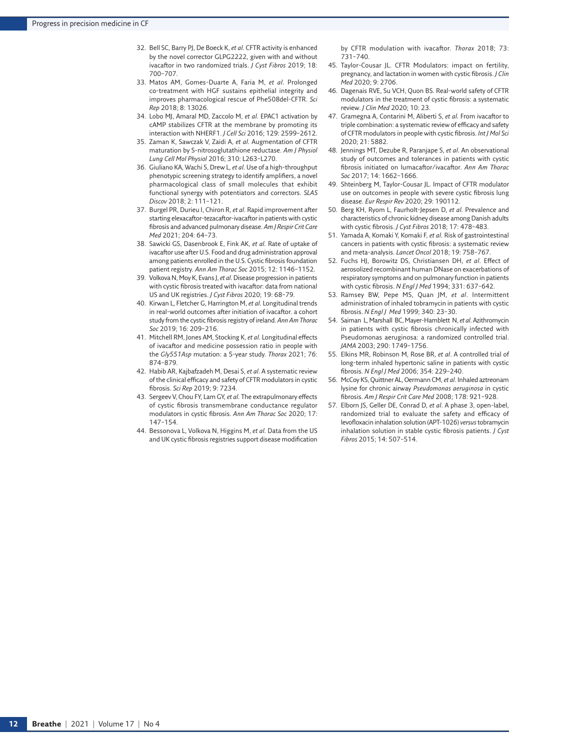32. Bell SC, Barry PJ, De Boeck K, *et al*. CFTR activity is enhanced by the novel corrector GLPG2222, given with and without ivacaftor in two randomized trials. *J Cyst Fibros* 2019; 18: 700–707.
33. Matos AM, Gomes-Duarte A, Faria M, *et al*. Prolonged co-treatment with HGF sustains epithelial integrity and improves pharmacological rescue of Phe508del-CFTR. *Sci Rep* 2018; 8: 13026.
34. Lobo MJ, Amaral MD, Zaccolo M, *et al*. EPAC1 activation by cAMP stabilizes CFTR at the membrane by promoting its interaction with NHERF1. *J Cell Sci* 2016; 129: 2599–2612.
35. Zaman K, Sawczak V, Zaidi A, *et al*. Augmentation of CFTR maturation by S-nitrosoglutathione reductase. *Am J Physiol Lung Cell Mol Physiol* 2016; 310: L263–L270.
36. Giuliano KA, Wachi S, Drew L, *et al*. Use of a high-throughput phenotypic screening strategy to identify amplifiers, a novel pharmacological class of small molecules that exhibit functional synergy with potentiators and correctors. *SLAS Discov* 2018; 2: 111–121.
37. Burgel PR, Durieu I, Chiron R, *et al*. Rapid improvement after starting elexacaftor-tezacaftor-ivacaftor in patients with cystic fibrosis and advanced pulmonary disease. *Am J Respir Crit Care Med* 2021; 204: 64–73.
38. Sawicki GS, Dasenbrook E, Fink AK, *et al*. Rate of uptake of ivacaftor use after U.S. Food and drug administration approval among patients enrolled in the U.S. Cystic fibrosis foundation patient registry. *Ann Am Thorac Soc* 2015; 12: 1146–1152.
39. Volkova N, Moy K, Evans J, *et al*. Disease progression in patients with cystic fibrosis treated with ivacaftor: data from national US and UK registries. *J Cyst Fibros* 2020; 19: 68–79.
40. Kirwan L, Fletcher G, Harrington M, *et al*. Longitudinal trends in real-world outcomes after initiation of ivacaftor. a cohort study from the cystic fibrosis registry of ireland. *Ann Am Thorac Soc* 2019; 16: 209–216.
41. Mitchell RM, Jones AM, Stocking K, *et al*. Longitudinal effects of ivacaftor and medicine possession ratio in people with the *Gly551Asp* mutation: a 5-year study. *Thorax* 2021; 76: 874–879.
42. Habib AR, Kajbafzadeh M, Desai S, *et al*. A systematic review of the clinical efficacy and safety of CFTR modulators in cystic fibrosis. *Sci Rep* 2019; 9: 7234.
43. Sergeev V, Chou FY, Lam GY, *et al*. The extrapulmonary effects of cystic fibrosis transmembrane conductance regulator modulators in cystic fibrosis. *Ann Am Thorac Soc* 2020; 17: 147–154.
44. Bessonova L, Volkova N, Higgins M, *et al*. Data from the US and UK cystic fibrosis registries support disease modification by CFTR modulation with ivacaftor. *Thorax* 2018; 73: 731–740.
45. Taylor-Cousar JL. CFTR Modulators: impact on fertility, pregnancy, and lactation in women with cystic fibrosis. *J Clin Med* 2020; 9: 2706.
46. Dagenais RVE, Su VCH, Quon BS. Real-world safety of CFTR modulators in the treatment of cystic fibrosis: a systematic review. *J Clin Med* 2020; 10: 23.
47. Gramegna A, Contarini M, Aliberti S, *et al*. From ivacaftor to triple combination: a systematic review of efficacy and safety of CFTR modulators in people with cystic fibrosis. *Int J Mol Sci* 2020; 21: 5882.
48. Jennings MT, Dezube R, Paranjape S, *et al*. An observational study of outcomes and tolerances in patients with cystic fibrosis initiated on lumacaftor/ivacaftor. *Ann Am Thorac Soc* 2017; 14: 1662–1666.
49. Shteinberg M, Taylor-Cousar JL. Impact of CFTR modulator use on outcomes in people with severe cystic fibrosis lung disease. *Eur Respir Rev* 2020; 29: 190112.
50. Berg KH, Ryom L, Faurholt-Jepsen D, *et al*. Prevalence and characteristics of chronic kidney disease among Danish adults with cystic fibrosis. *J Cyst Fibros* 2018; 17: 478–483.
51. Yamada A, Komaki Y, Komaki F, *et al*. Risk of gastrointestinal cancers in patients with cystic fibrosis: a systematic review and meta-analysis. *Lancet Oncol* 2018; 19: 758–767.
52. Fuchs HJ, Borowitz DS, Christiansen DH, *et al*. Effect of aerosolized recombinant human DNase on exacerbations of respiratory symptoms and on pulmonary function in patients with cystic fibrosis. *N Engl J Med* 1994; 331: 637–642.
53. Ramsey BW, Pepe MS, Quan JM, *et al*. Intermittent administration of inhaled tobramycin in patients with cystic fibrosis. *N Engl J Med* 1999; 340: 23–30.
54. Saiman L, Marshall BC, Mayer-Hamblett N, *et al*. Azithromycin in patients with cystic fibrosis chronically infected with Pseudomonas aeruginosa: a randomized controlled trial. *JAMA* 2003; 290: 1749–1756.
55. Elkins MR, Robinson M, Rose BR, *et al*. A controlled trial of long-term inhaled hypertonic saline in patients with cystic fibrosis. *N Engl J Med* 2006; 354: 229–240.
56. McCoy KS, Quittner AL, Oermann CM, *et al*. Inhaled aztreonam lysine for chronic airway *Pseudomonas aeruginosa* in cystic fibrosis. *Am J Respir Crit Care Med* 2008; 178: 921–928.
57. Elborn JS, Geller DE, Conrad D, *et al*. A phase 3, open-label, randomized trial to evaluate the safety and efficacy of levofloxacin inhalation solution (APT-1026) *versus* tobramycin inhalation solution in stable cystic fibrosis patients. *J Cyst Fibros* 2015; 14: 507–514.